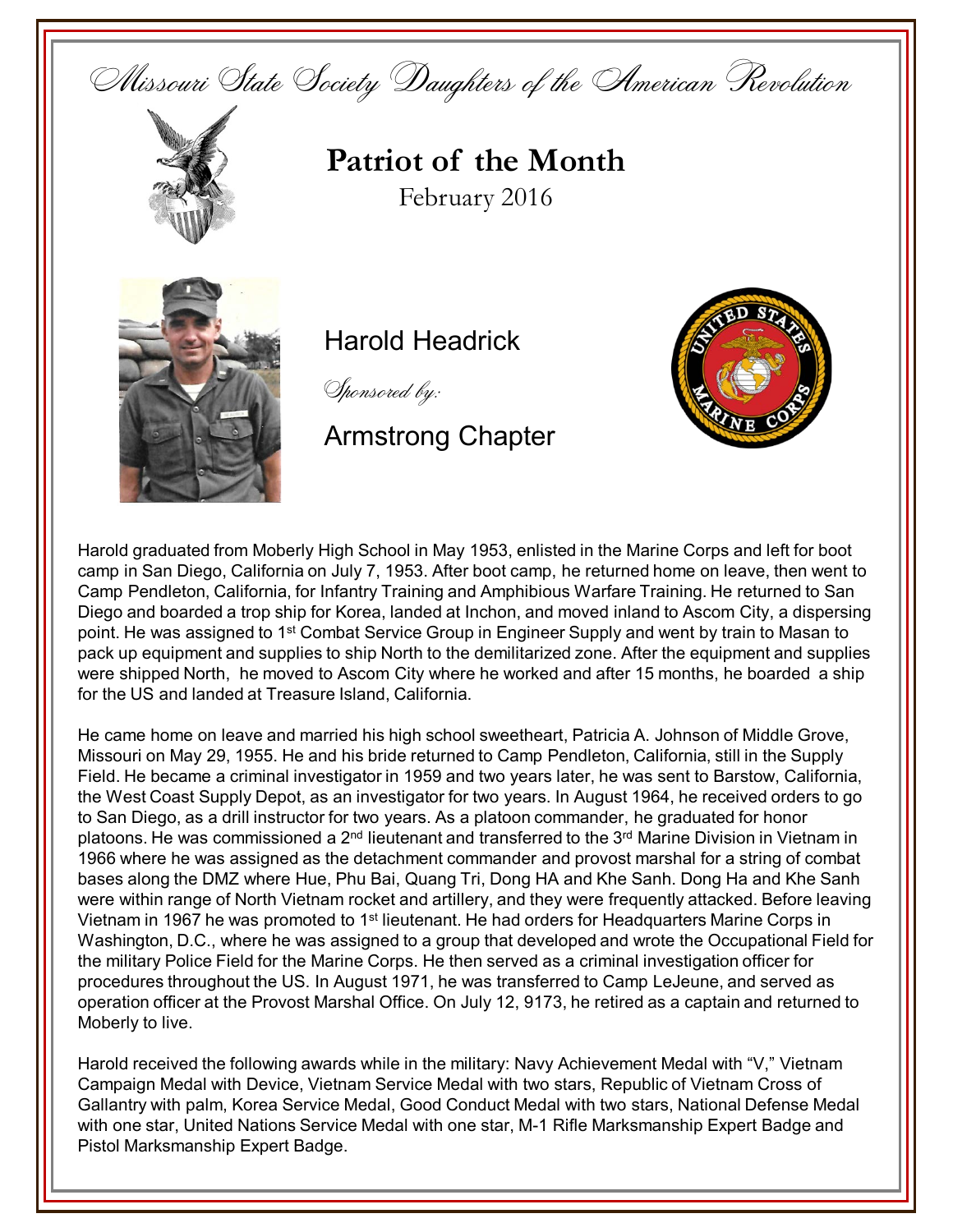Missouri State Society Daughters of the American Revolution

# Patriot of the Month

February 2016

## Harold Headrick

*Sponsored by:*

Armstrong Chapter

Harold graduated from Moberly High School in May 1953, enlisted in the Marine Corps and left for boot camp in San Diego, California on July 7, 1953. After boot camp, he returned home on leave, then went to Camp Pendleton, California, for Infantry Training and Amphibious Warfare Training. He returned to San Diego and boarded a trop ship for Korea, landed at Inchon, and moved inland to Ascom City, a dispersing point. He was assigned to 1st Combat Service Group in Engineer Supply and went by train to Masan to pack up equipment and supplies to ship North to the demilitarized zone. After the equipment and supplies were shipped North, he moved to Ascom City where he worked and after 15 months, he boarded a ship for the US and landed at Treasure Island, California.

He came home on leave and married his high school sweetheart, Patricia A. Johnson of Middle Grove, Missouri on May 29, 1955. He and his bride returned to Camp Pendleton, California, still in the Supply Field. He became a criminal investigator in 1959 and two years later, he was sent to Barstow, California, the West Coast Supply Depot, as an investigator for two years. In August 1964, he received orders to go to San Diego, as a drill instructor for two years. As a platoon commander, he graduated for honor platoons. He was commissioned a 2nd lieutenant and transferred to the 3rd Marine Division in Vietnam in 1966 where he was assigned as the detachment commander and provost marshal for a string of combat bases along the DMZ where Hue, Phu Bai, Quang Tri, Dong HA and Khe Sanh. Dong Ha and Khe Sanh were within range of North Vietnam rocket and artillery, and they were frequently attacked. Before leaving Vietnam in 1967 he was promoted to 1st lieutenant. He had orders for Headquarters Marine Corps in Washington, D.C., where he was assigned to a group that developed and wrote the Occupational Field for the military Police Field for the Marine Corps. He then served as a criminal investigation officer for procedures throughout the US. In August 1971, he was transferred to Camp LeJeune, and served as operation officer at the Provost Marshal Office. On July 12, 9173, he retired as a captain and returned to Moberly to live.

Harold received the following awards while in the military: Navy Achievement Medal with "V," Vietnam Campaign Medal with Device, Vietnam Service Medal with two stars, Republic of Vietnam Cross of Gallantry with palm, Korea Service Medal, Good Conduct Medal with two stars, National Defense Medal with one star, United Nations Service Medal with one star, M-1 Rifle Marksmanship Expert Badge and Pistol Marksmanship Expert Badge.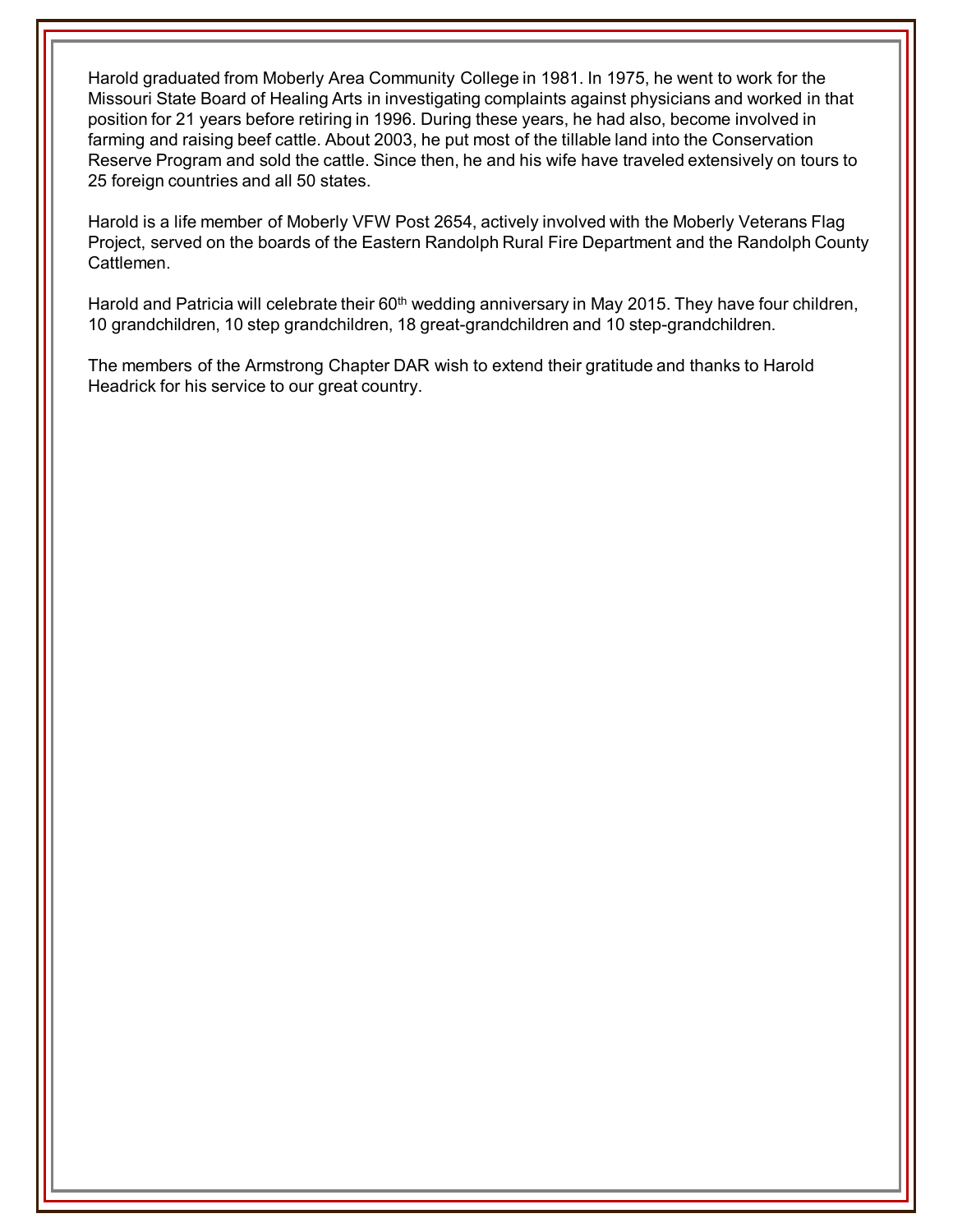Harold graduated from Moberly Area Community College in 1981. In 1975, he went to work for the Missouri State Board of Healing Arts in investigating complaints against physicians and worked in that position for 21 years before retiring in 1996. During these years, he had also, become involved in farming and raising beef cattle. About 2003, he put most of the tillable land into the Conservation Reserve Program and sold the cattle. Since then, he and his wife have traveled extensively on tours to 25 foreign countries and all 50 states.

Harold is a life member of Moberly VFW Post 2654, actively involved with the Moberly Veterans Flag Project, served on the boards of the Eastern Randolph Rural Fire Department and the Randolph County Cattlemen.

Harold and Patricia will celebrate their 60th wedding anniversary in May 2015. They have four children, 10 grandchildren, 10 step grandchildren, 18 great-grandchildren and 10 step-grandchildren.

The members of the Armstrong Chapter DAR wish to extend their gratitude and thanks to Harold Headrick for his service to our great country.